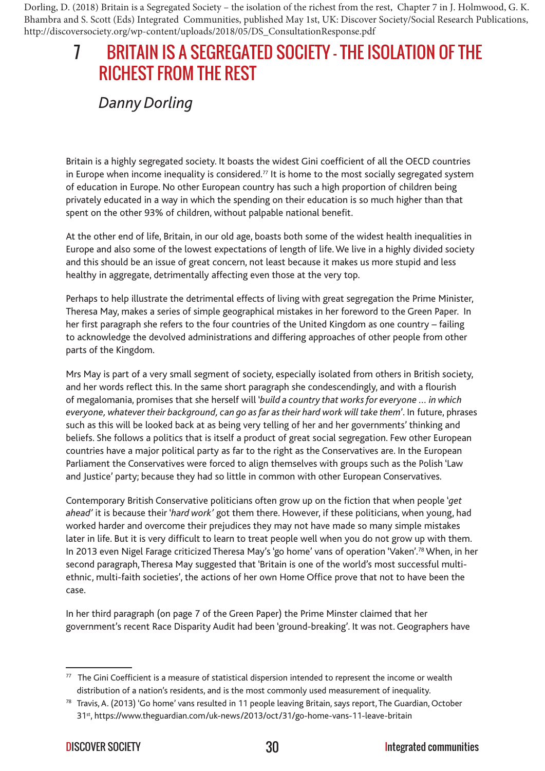Dorling, D. (2018) Britain is a Segregated Society – the isolation of the richest from the rest, Chapter 7 in J. Holmwood, G. K. Bhambra and S. Scott (Eds) Integrated Communities, published May 1st, UK: Discover Society/Social Research Publications, http://discoversociety.org/wp-content/uploads/2018/05/DS_ConsultationResponse.pdf

# 7 BRITAIN IS A SEGREGATED SOCIETY - THE ISOLATION OF THE RICHEST FROM THE REST

## *Danny Dorling*

Britain is a highly segregated society. It boasts the widest Gini coefficient of all the OECD countries in Europe when income inequality is considered.[77] It is home to the most socially segregated system of education in Europe. No other European country has such a high proportion of children being privately educated in a way in which the spending on their education is so much higher than that spent on the other 93% of children, without palpable national benefit.

At the other end of life, Britain, in our old age, boasts both some of the widest health inequalities in Europe and also some of the lowest expectations of length of life. We live in a highly divided society and this should be an issue of great concern, not least because it makes us more stupid and less healthy in aggregate, detrimentally affecting even those at the very top.

Perhaps to help illustrate the detrimental effects of living with great segregation the Prime Minister, Theresa May, makes a series of simple geographical mistakes in her foreword to the Green Paper. In her first paragraph she refers to the four countries of the United Kingdom as one country – failing to acknowledge the devolved administrations and differing approaches of other people from other parts of the Kingdom.

Mrs May is part of a very small segment of society, especially isolated from others in British society, and her words reflect this. In the same short paragraph she condescendingly, and with a flourish of megalomania, promises that she herself will '*build a country that works for everyone … in which everyone, whatever their background, can go as far as their hard work will take them*'. In future, phrases such as this will be looked back at as being very telling of her and her governments' thinking and beliefs. She follows a politics that is itself a product of great social segregation. Few other European countries have a major political party as far to the right as the Conservatives are. In the European Parliament the Conservatives were forced to align themselves with groups such as the Polish 'Law and Justice' party; because they had so little in common with other European Conservatives.

Contemporary British Conservative politicians often grow up on the fiction that when people '*get ahead'* it is because their '*hard work'* got them there. However, if these politicians, when young, had worked harder and overcome their prejudices they may not have made so many simple mistakes later in life. But it is very difficult to learn to treat people well when you do not grow up with them. In 2013 even Nigel Farage criticized Theresa May's 'go home' vans of operation 'Vaken'.[78] When, in her second paragraph, Theresa May suggested that 'Britain is one of the world's most successful multi-ethnic, multi-faith societies', the actions of her own Home Office prove that not to have been the case.

In her third paragraph (on page 7 of the Green Paper) the Prime Minster claimed that her government's recent Race Disparity Audit had been 'ground-breaking'. It was not. Geographers have

---

[77] The Gini Coefficient is a measure of statistical dispersion intended to represent the income or wealth distribution of a nation's residents, and is the most commonly used measurement of inequality.

[78] Travis, A. (2013) 'Go home' vans resulted in 11 people leaving Britain, says report, The Guardian, October 31st, https://www.theguardian.com/uk-news/2013/oct/31/go-home-vans-11-leave-britain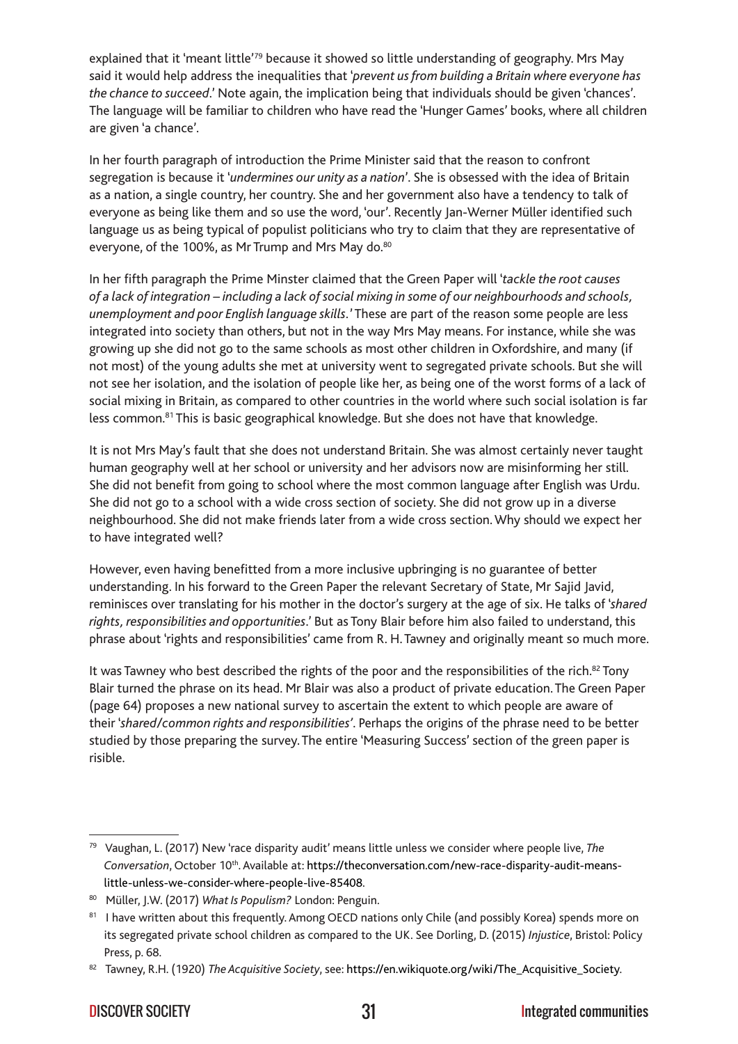explained that it 'meant little'[79] because it showed so little understanding of geography. Mrs May said it would help address the inequalities that '*prevent us from building a Britain where everyone has the chance to succeed*.' Note again, the implication being that individuals should be given 'chances'. The language will be familiar to children who have read the 'Hunger Games' books, where all children are given 'a chance'.

In her fourth paragraph of introduction the Prime Minister said that the reason to confront segregation is because it '*undermines our unity as a nation*'. She is obsessed with the idea of Britain as a nation, a single country, her country. She and her government also have a tendency to talk of everyone as being like them and so use the word, 'our'. Recently Jan-Werner Müller identified such language us as being typical of populist politicians who try to claim that they are representative of everyone, of the 100%, as Mr Trump and Mrs May do.[80]

In her fifth paragraph the Prime Minster claimed that the Green Paper will '*tackle the root causes of a lack of integration – including a lack of social mixing in some of our neighbourhoods and schools, unemployment and poor English language skills*.' These are part of the reason some people are less integrated into society than others, but not in the way Mrs May means. For instance, while she was growing up she did not go to the same schools as most other children in Oxfordshire, and many (if not most) of the young adults she met at university went to segregated private schools. But she will not see her isolation, and the isolation of people like her, as being one of the worst forms of a lack of social mixing in Britain, as compared to other countries in the world where such social isolation is far less common.[81] This is basic geographical knowledge. But she does not have that knowledge.

It is not Mrs May's fault that she does not understand Britain. She was almost certainly never taught human geography well at her school or university and her advisors now are misinforming her still. She did not benefit from going to school where the most common language after English was Urdu. She did not go to a school with a wide cross section of society. She did not grow up in a diverse neighbourhood. She did not make friends later from a wide cross section. Why should we expect her to have integrated well?

However, even having benefitted from a more inclusive upbringing is no guarantee of better understanding. In his forward to the Green Paper the relevant Secretary of State, Mr Sajid Javid, reminisces over translating for his mother in the doctor's surgery at the age of six. He talks of '*shared rights, responsibilities and opportunities*.' But as Tony Blair before him also failed to understand, this phrase about 'rights and responsibilities' came from R. H. Tawney and originally meant so much more.

It was Tawney who best described the rights of the poor and the responsibilities of the rich.[82] Tony Blair turned the phrase on its head. Mr Blair was also a product of private education. The Green Paper (page 64) proposes a new national survey to ascertain the extent to which people are aware of their '*shared/common rights and responsibilities*'. Perhaps the origins of the phrase need to be better studied by those preparing the survey. The entire 'Measuring Success' section of the green paper is risible.

---

[79] Vaughan, L. (2017) New 'race disparity audit' means little unless we consider where people live, *The Conversation*, October 10th. Available at: https://theconversation.com/new-race-disparity-audit-means-little-unless-we-consider-where-people-live-85408.

[80] Müller, J.W. (2017) *What Is Populism?* London: Penguin.

[81] I have written about this frequently. Among OECD nations only Chile (and possibly Korea) spends more on its segregated private school children as compared to the UK. See Dorling, D. (2015) *Injustice*, Bristol: Policy Press, p. 68.

[82] Tawney, R.H. (1920) *The Acquisitive Society*, see: https://en.wikiquote.org/wiki/The_Acquisitive_Society.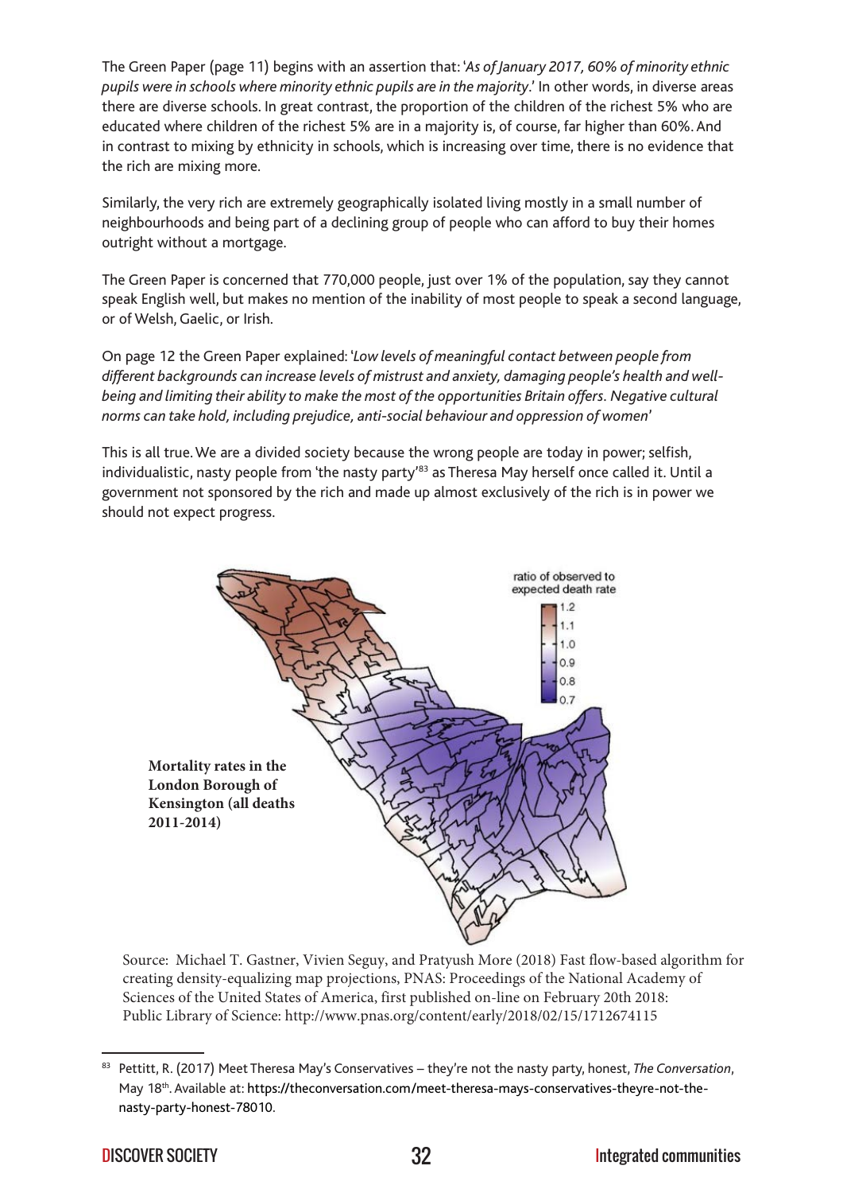The Green Paper (page 11) begins with an assertion that: '*As of January 2017, 60% of minority ethnic pupils were in schools where minority ethnic pupils are in the majority*.' In other words, in diverse areas there are diverse schools. In great contrast, the proportion of the children of the richest 5% who are educated where children of the richest 5% are in a majority is, of course, far higher than 60%. And in contrast to mixing by ethnicity in schools, which is increasing over time, there is no evidence that the rich are mixing more.

Similarly, the very rich are extremely geographically isolated living mostly in a small number of neighbourhoods and being part of a declining group of people who can afford to buy their homes outright without a mortgage.

The Green Paper is concerned that 770,000 people, just over 1% of the population, say they cannot speak English well, but makes no mention of the inability of most people to speak a second language, or of Welsh, Gaelic, or Irish.

On page 12 the Green Paper explained: '*Low levels of meaningful contact between people from different backgrounds can increase levels of mistrust and anxiety, damaging people's health and well-being and limiting their ability to make the most of the opportunities Britain offers. Negative cultural norms can take hold, including prejudice, anti-social behaviour and oppression of women*'

This is all true. We are a divided society because the wrong people are today in power; selfish, individualistic, nasty people from 'the nasty party'[83] as Theresa May herself once called it. Until a government not sponsored by the rich and made up almost exclusively of the rich is in power we should not expect progress.

ratio of observed to expected death rate

1.2
1.1
1.0
0.9
0.8
0.7

**Mortality rates in the London Borough of Kensington (all deaths 2011-2014)**

Source: Michael T. Gastner, Vivien Seguy, and Pratyush More (2018) Fast flow-based algorithm for creating density-equalizing map projections, PNAS: Proceedings of the National Academy of Sciences of the United States of America, first published on-line on February 20th 2018: Public Library of Science: http://www.pnas.org/content/early/2018/02/15/1712674115

[83] Pettitt, R. (2017) Meet Theresa May's Conservatives – they're not the nasty party, honest, *The Conversation*, May 18th. Available at: https://theconversation.com/meet-theresa-mays-conservatives-theyre-not-the-nasty-party-honest-78010.